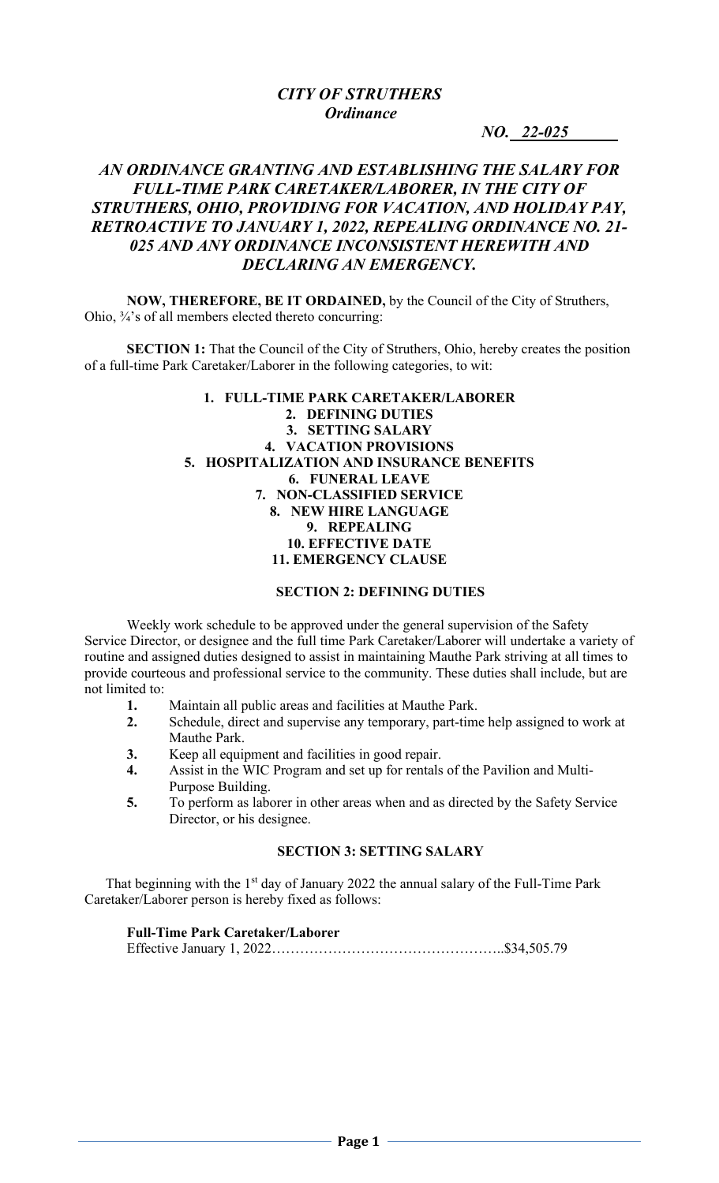***CITY OF STRUTHERS***
***Ordinance***

***NO. 22-025***

## *AN ORDINANCE GRANTING AND ESTABLISHING THE SALARY FOR FULL-TIME PARK CARETAKER/LABORER, IN THE CITY OF STRUTHERS, OHIO, PROVIDING FOR VACATION, AND HOLIDAY PAY, RETROACTIVE TO JANUARY 1, 2022, REPEALING ORDINANCE NO. 21-025 AND ANY ORDINANCE INCONSISTENT HEREWITH AND DECLARING AN EMERGENCY.*

**NOW, THEREFORE, BE IT ORDAINED,** by the Council of the City of Struthers, Ohio, ¾'s of all members elected thereto concurring:

**SECTION 1:** That the Council of the City of Struthers, Ohio, hereby creates the position of a full-time Park Caretaker/Laborer in the following categories, to wit:

1. **FULL-TIME PARK CARETAKER/LABORER**
2. **DEFINING DUTIES**
3. **SETTING SALARY**
4. **VACATION PROVISIONS**
5. **HOSPITALIZATION AND INSURANCE BENEFITS**
6. **FUNERAL LEAVE**
7. **NON-CLASSIFIED SERVICE**
8. **NEW HIRE LANGUAGE**
9. **REPEALING**
10. **EFFECTIVE DATE**
11. **EMERGENCY CLAUSE**

### SECTION 2: DEFINING DUTIES

Weekly work schedule to be approved under the general supervision of the Safety Service Director, or designee and the full time Park Caretaker/Laborer will undertake a variety of routine and assigned duties designed to assist in maintaining Mauthe Park striving at all times to provide courteous and professional service to the community. These duties shall include, but are not limited to:

1. Maintain all public areas and facilities at Mauthe Park.
2. Schedule, direct and supervise any temporary, part-time help assigned to work at Mauthe Park.
3. Keep all equipment and facilities in good repair.
4. Assist in the WIC Program and set up for rentals of the Pavilion and Multi-Purpose Building.
5. To perform as laborer in other areas when and as directed by the Safety Service Director, or his designee.

### SECTION 3: SETTING SALARY

That beginning with the 1st day of January 2022 the annual salary of the Full-Time Park Caretaker/Laborer person is hereby fixed as follows:

**Full-Time Park Caretaker/Laborer**
Effective January 1, 2022…………………………………………..$34,505.79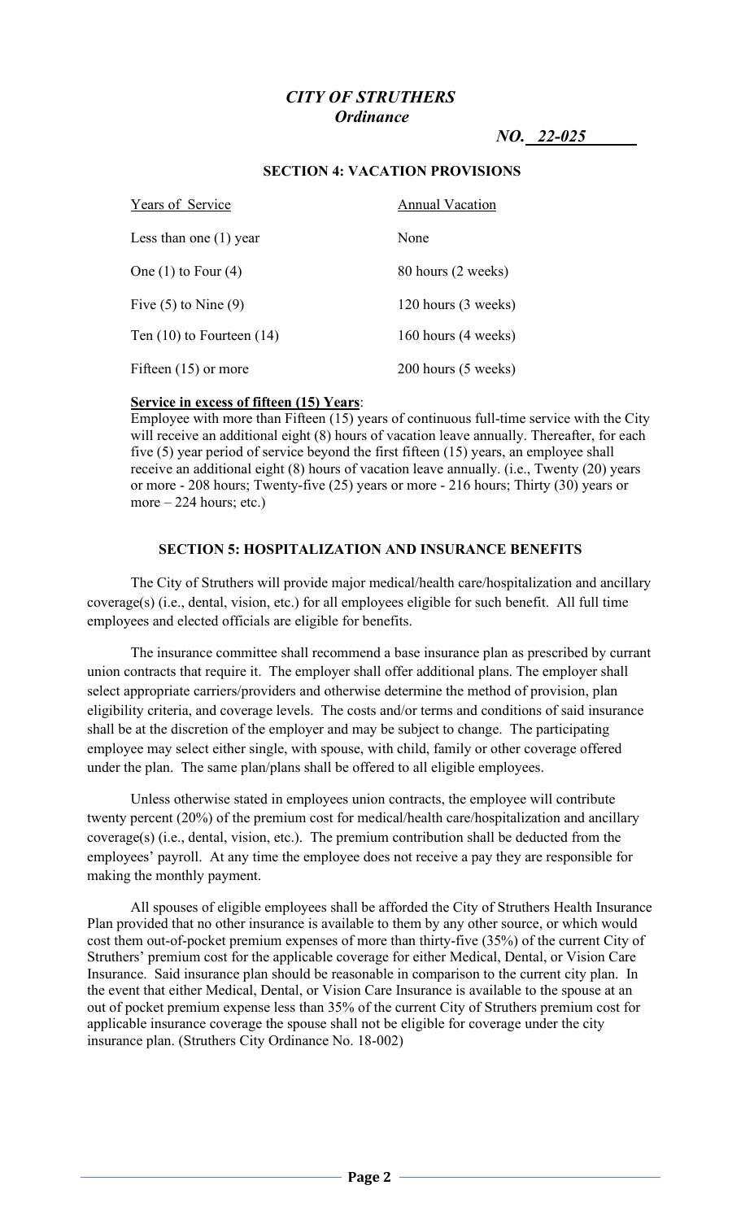*CITY OF STRUTHERS*
*Ordinance*

*NO. 22-025*

## SECTION 4: VACATION PROVISIONS

| Years of Service | Annual Vacation |
| --- | --- |
| Less than one (1) year | None |
| One (1) to Four (4) | 80 hours (2 weeks) |
| Five (5) to Nine (9) | 120 hours (3 weeks) |
| Ten (10) to Fourteen (14) | 160 hours (4 weeks) |
| Fifteen (15) or more | 200 hours (5 weeks) |

**Service in excess of fifteen (15) Years**:
Employee with more than Fifteen (15) years of continuous full-time service with the City will receive an additional eight (8) hours of vacation leave annually. Thereafter, for each five (5) year period of service beyond the first fifteen (15) years, an employee shall receive an additional eight (8) hours of vacation leave annually. (i.e., Twenty (20) years or more - 208 hours; Twenty-five (25) years or more - 216 hours; Thirty (30) years or more – 224 hours; etc.)

## SECTION 5: HOSPITALIZATION AND INSURANCE BENEFITS

The City of Struthers will provide major medical/health care/hospitalization and ancillary coverage(s) (i.e., dental, vision, etc.) for all employees eligible for such benefit. All full time employees and elected officials are eligible for benefits.

The insurance committee shall recommend a base insurance plan as prescribed by currant union contracts that require it. The employer shall offer additional plans. The employer shall select appropriate carriers/providers and otherwise determine the method of provision, plan eligibility criteria, and coverage levels. The costs and/or terms and conditions of said insurance shall be at the discretion of the employer and may be subject to change. The participating employee may select either single, with spouse, with child, family or other coverage offered under the plan. The same plan/plans shall be offered to all eligible employees.

Unless otherwise stated in employees union contracts, the employee will contribute twenty percent (20%) of the premium cost for medical/health care/hospitalization and ancillary coverage(s) (i.e., dental, vision, etc.). The premium contribution shall be deducted from the employees' payroll. At any time the employee does not receive a pay they are responsible for making the monthly payment.

All spouses of eligible employees shall be afforded the City of Struthers Health Insurance Plan provided that no other insurance is available to them by any other source, or which would cost them out-of-pocket premium expenses of more than thirty-five (35%) of the current City of Struthers' premium cost for the applicable coverage for either Medical, Dental, or Vision Care Insurance. Said insurance plan should be reasonable in comparison to the current city plan. In the event that either Medical, Dental, or Vision Care Insurance is available to the spouse at an out of pocket premium expense less than 35% of the current City of Struthers premium cost for applicable insurance coverage the spouse shall not be eligible for coverage under the city insurance plan. (Struthers City Ordinance No. 18-002)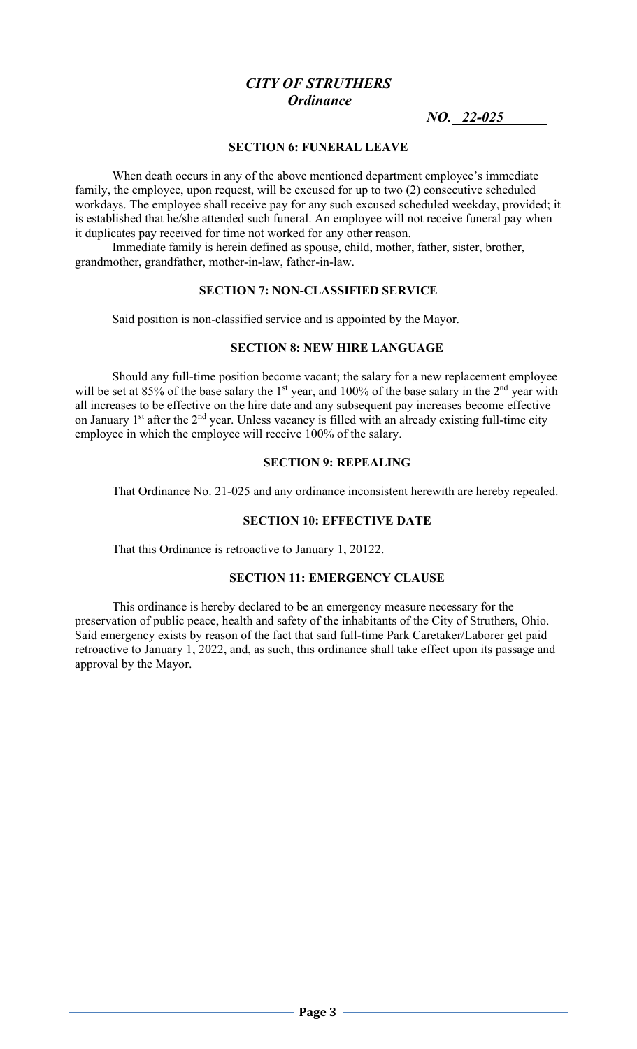# *CITY OF STRUTHERS*
## *Ordinance*

***NO. 22-025***

### SECTION 6: FUNERAL LEAVE

When death occurs in any of the above mentioned department employee's immediate family, the employee, upon request, will be excused for up to two (2) consecutive scheduled workdays. The employee shall receive pay for any such excused scheduled weekday, provided; it is established that he/she attended such funeral. An employee will not receive funeral pay when it duplicates pay received for time not worked for any other reason.

Immediate family is herein defined as spouse, child, mother, father, sister, brother, grandmother, grandfather, mother-in-law, father-in-law.

### SECTION 7: NON-CLASSIFIED SERVICE

Said position is non-classified service and is appointed by the Mayor.

### SECTION 8: NEW HIRE LANGUAGE

Should any full-time position become vacant; the salary for a new replacement employee will be set at 85% of the base salary the 1st year, and 100% of the base salary in the 2nd year with all increases to be effective on the hire date and any subsequent pay increases become effective on January 1st after the 2nd year. Unless vacancy is filled with an already existing full-time city employee in which the employee will receive 100% of the salary.

### SECTION 9: REPEALING

That Ordinance No. 21-025 and any ordinance inconsistent herewith are hereby repealed.

### SECTION 10: EFFECTIVE DATE

That this Ordinance is retroactive to January 1, 20122.

### SECTION 11: EMERGENCY CLAUSE

This ordinance is hereby declared to be an emergency measure necessary for the preservation of public peace, health and safety of the inhabitants of the City of Struthers, Ohio. Said emergency exists by reason of the fact that said full-time Park Caretaker/Laborer get paid retroactive to January 1, 2022, and, as such, this ordinance shall take effect upon its passage and approval by the Mayor.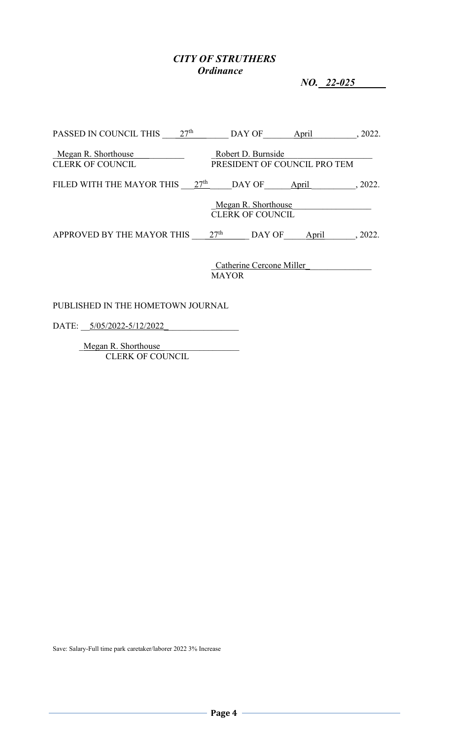***CITY OF STRUTHERS***
***Ordinance***

***NO. 22-025***

PASSED IN COUNCIL THIS 27th DAY OF April, 2022.

Megan R. Shorthouse
CLERK OF COUNCIL

Robert D. Burnside
PRESIDENT OF COUNCIL PRO TEM

FILED WITH THE MAYOR THIS 27th DAY OF April, 2022.

Megan R. Shorthouse
CLERK OF COUNCIL

APPROVED BY THE MAYOR THIS 27th DAY OF April, 2022.

Catherine Cercone Miller
MAYOR

PUBLISHED IN THE HOMETOWN JOURNAL

DATE: 5/05/2022-5/12/2022

Megan R. Shorthouse
CLERK OF COUNCIL

Save: Salary-Full time park caretaker/laborer 2022 3% Increase